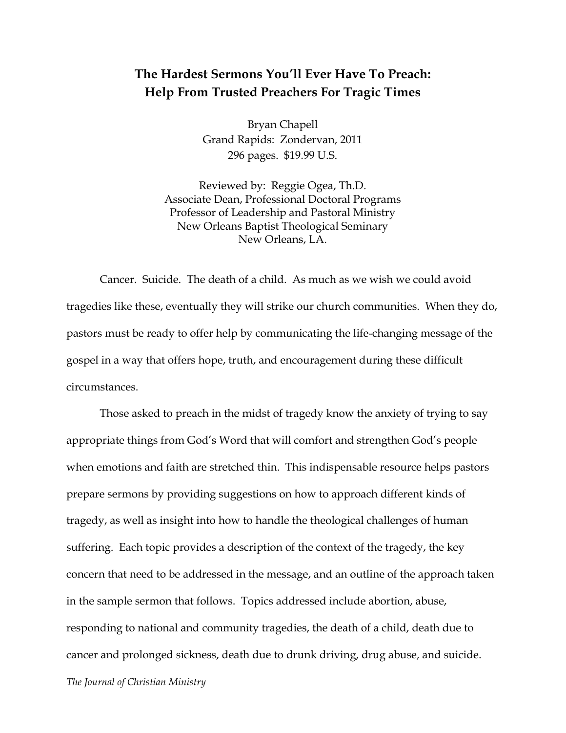# The Hardest Sermons You'll Ever Have To Preach: Help From Trusted Preachers For Tragic Times

Bryan Chapell
Grand Rapids: Zondervan, 2011
296 pages. $19.99 U.S.

Reviewed by: Reggie Ogea, Th.D.
Associate Dean, Professional Doctoral Programs
Professor of Leadership and Pastoral Ministry
New Orleans Baptist Theological Seminary
New Orleans, LA.

Cancer. Suicide. The death of a child. As much as we wish we could avoid tragedies like these, eventually they will strike our church communities. When they do, pastors must be ready to offer help by communicating the life-changing message of the gospel in a way that offers hope, truth, and encouragement during these difficult circumstances.

Those asked to preach in the midst of tragedy know the anxiety of trying to say appropriate things from God's Word that will comfort and strengthen God's people when emotions and faith are stretched thin. This indispensable resource helps pastors prepare sermons by providing suggestions on how to approach different kinds of tragedy, as well as insight into how to handle the theological challenges of human suffering. Each topic provides a description of the context of the tragedy, the key concern that need to be addressed in the message, and an outline of the approach taken in the sample sermon that follows. Topics addressed include abortion, abuse, responding to national and community tragedies, the death of a child, death due to cancer and prolonged sickness, death due to drunk driving, drug abuse, and suicide.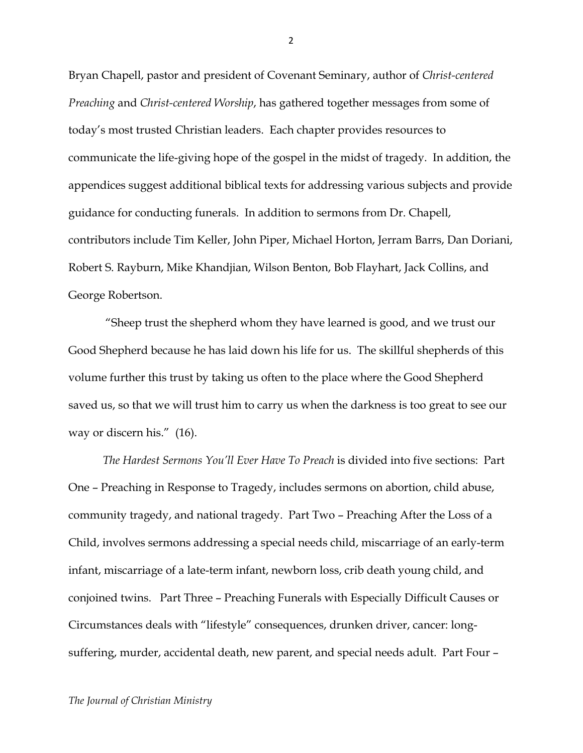Bryan Chapell, pastor and president of Covenant Seminary, author of *Christ-centered Preaching* and *Christ-centered Worship*, has gathered together messages from some of today's most trusted Christian leaders. Each chapter provides resources to communicate the life-giving hope of the gospel in the midst of tragedy. In addition, the appendices suggest additional biblical texts for addressing various subjects and provide guidance for conducting funerals. In addition to sermons from Dr. Chapell, contributors include Tim Keller, John Piper, Michael Horton, Jerram Barrs, Dan Doriani, Robert S. Rayburn, Mike Khandjian, Wilson Benton, Bob Flayhart, Jack Collins, and George Robertson.

"Sheep trust the shepherd whom they have learned is good, and we trust our Good Shepherd because he has laid down his life for us. The skillful shepherds of this volume further this trust by taking us often to the place where the Good Shepherd saved us, so that we will trust him to carry us when the darkness is too great to see our way or discern his." (16).

*The Hardest Sermons You'll Ever Have To Preach* is divided into five sections: Part One – Preaching in Response to Tragedy, includes sermons on abortion, child abuse, community tragedy, and national tragedy. Part Two – Preaching After the Loss of a Child, involves sermons addressing a special needs child, miscarriage of an early-term infant, miscarriage of a late-term infant, newborn loss, crib death young child, and conjoined twins. Part Three – Preaching Funerals with Especially Difficult Causes or Circumstances deals with "lifestyle" consequences, drunken driver, cancer: long-suffering, murder, accidental death, new parent, and special needs adult. Part Four –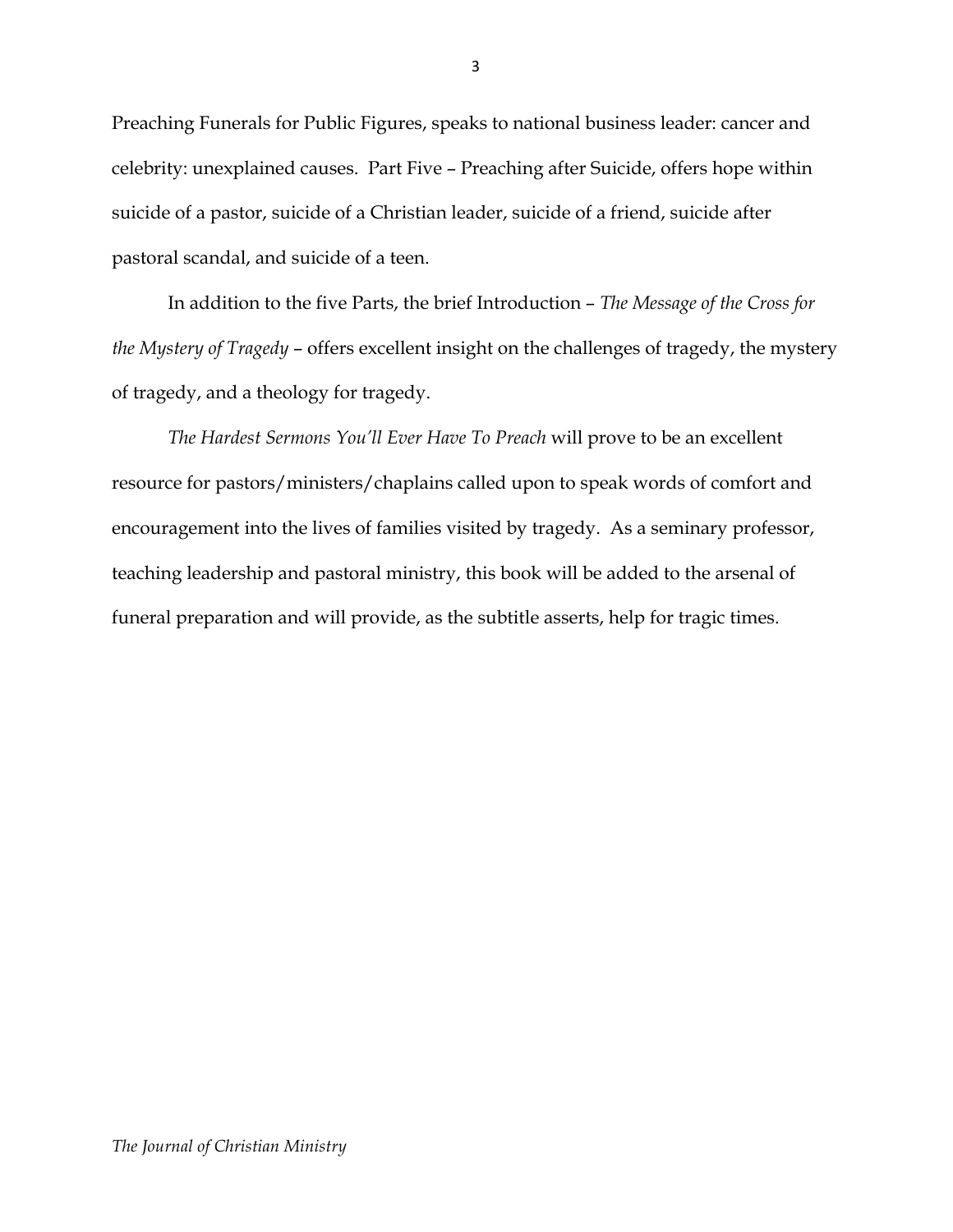Preaching Funerals for Public Figures, speaks to national business leader: cancer and celebrity: unexplained causes. Part Five – Preaching after Suicide, offers hope within suicide of a pastor, suicide of a Christian leader, suicide of a friend, suicide after pastoral scandal, and suicide of a teen.

In addition to the five Parts, the brief Introduction – *The Message of the Cross for the Mystery of Tragedy* – offers excellent insight on the challenges of tragedy, the mystery of tragedy, and a theology for tragedy.

*The Hardest Sermons You'll Ever Have To Preach* will prove to be an excellent resource for pastors/ministers/chaplains called upon to speak words of comfort and encouragement into the lives of families visited by tragedy. As a seminary professor, teaching leadership and pastoral ministry, this book will be added to the arsenal of funeral preparation and will provide, as the subtitle asserts, help for tragic times.